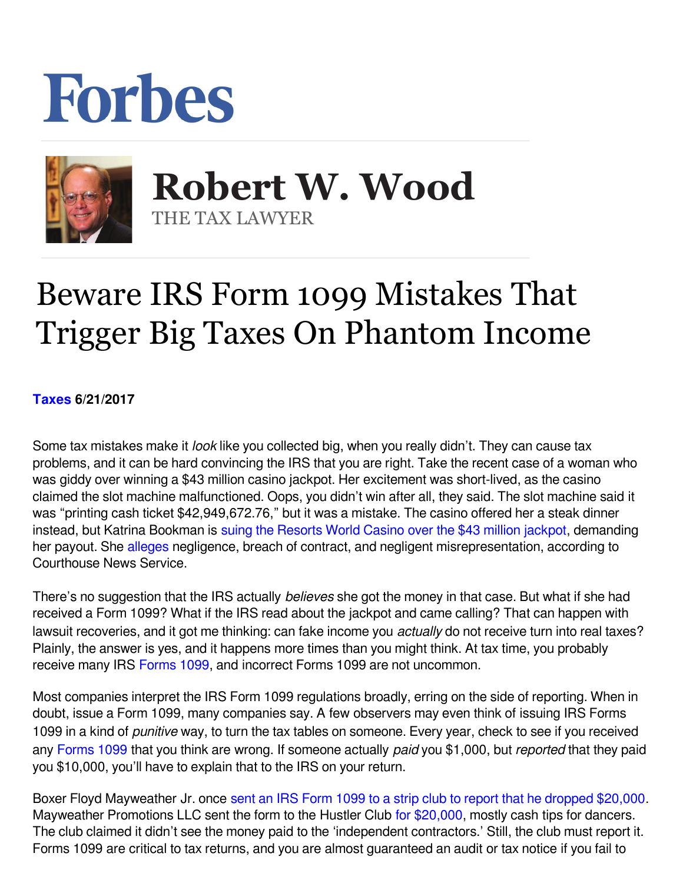# Forbes

## Robert W. Wood

THE TAX LAWYER

# Beware IRS Form 1099 Mistakes That Trigger Big Taxes On Phantom Income

**Taxes 6/21/2017**

Some tax mistakes make it *look* like you collected big, when you really didn't. They can cause tax problems, and it can be hard convincing the IRS that you are right. Take the recent case of a woman who was giddy over winning a $43 million casino jackpot. Her excitement was short-lived, as the casino claimed the slot machine malfunctioned. Oops, you didn't win after all, they said. The slot machine said it was "printing cash ticket $42,949,672.76," but it was a mistake. The casino offered her a steak dinner instead, but Katrina Bookman is suing the Resorts World Casino over the $43 million jackpot, demanding her payout. She alleges negligence, breach of contract, and negligent misrepresentation, according to Courthouse News Service.

There's no suggestion that the IRS actually *believes* she got the money in that case. But what if she had received a Form 1099? What if the IRS read about the jackpot and came calling? That can happen with lawsuit recoveries, and it got me thinking: can fake income you *actually* do not receive turn into real taxes? Plainly, the answer is yes, and it happens more times than you might think. At tax time, you probably receive many IRS Forms 1099, and incorrect Forms 1099 are not uncommon.

Most companies interpret the IRS Form 1099 regulations broadly, erring on the side of reporting. When in doubt, issue a Form 1099, many companies say. A few observers may even think of issuing IRS Forms 1099 in a kind of *punitive* way, to turn the tax tables on someone. Every year, check to see if you received any Forms 1099 that you think are wrong. If someone actually *paid* you $1,000, but *reported* that they paid you $10,000, you'll have to explain that to the IRS on your return.

Boxer Floyd Mayweather Jr. once sent an IRS Form 1099 to a strip club to report that he dropped $20,000. Mayweather Promotions LLC sent the form to the Hustler Club for $20,000, mostly cash tips for dancers. The club claimed it didn't see the money paid to the 'independent contractors.' Still, the club must report it. Forms 1099 are critical to tax returns, and you are almost guaranteed an audit or tax notice if you fail to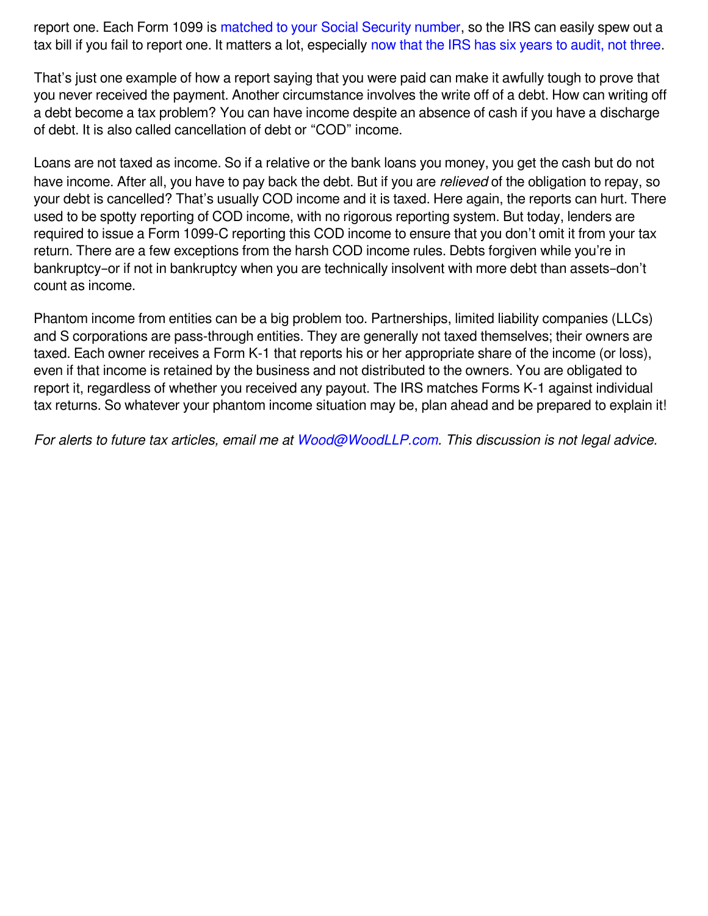report one. Each Form 1099 is matched to your Social Security number, so the IRS can easily spew out a tax bill if you fail to report one. It matters a lot, especially now that the IRS has six years to audit, not three.

That's just one example of how a report saying that you were paid can make it awfully tough to prove that you never received the payment. Another circumstance involves the write off of a debt. How can writing off a debt become a tax problem? You can have income despite an absence of cash if you have a discharge of debt. It is also called cancellation of debt or "COD" income.

Loans are not taxed as income. So if a relative or the bank loans you money, you get the cash but do not have income. After all, you have to pay back the debt. But if you are *relieved* of the obligation to repay, so your debt is cancelled? That's usually COD income and it is taxed. Here again, the reports can hurt. There used to be spotty reporting of COD income, with no rigorous reporting system. But today, lenders are required to issue a Form 1099-C reporting this COD income to ensure that you don't omit it from your tax return. There are a few exceptions from the harsh COD income rules. Debts forgiven while you're in bankruptcy–or if not in bankruptcy when you are technically insolvent with more debt than assets–don't count as income.

Phantom income from entities can be a big problem too. Partnerships, limited liability companies (LLCs) and S corporations are pass-through entities. They are generally not taxed themselves; their owners are taxed. Each owner receives a Form K-1 that reports his or her appropriate share of the income (or loss), even if that income is retained by the business and not distributed to the owners. You are obligated to report it, regardless of whether you received any payout. The IRS matches Forms K-1 against individual tax returns. So whatever your phantom income situation may be, plan ahead and be prepared to explain it!

*For alerts to future tax articles, email me at Wood@WoodLLP.com. This discussion is not legal advice.*